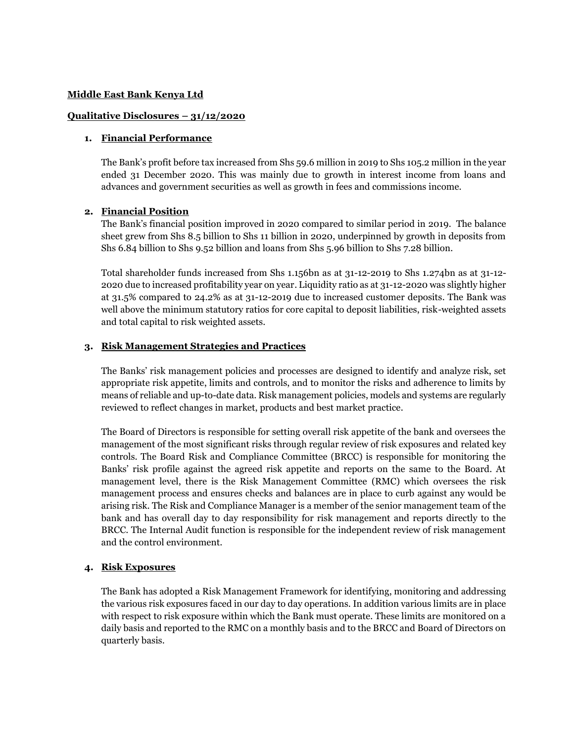**Middle East Bank Kenya Ltd**

**Qualitative Disclosures – 31/12/2020**

## 1. Financial Performance

The Bank's profit before tax increased from Shs 59.6 million in 2019 to Shs 105.2 million in the year ended 31 December 2020. This was mainly due to growth in interest income from loans and advances and government securities as well as growth in fees and commissions income.

## 2. Financial Position

The Bank's financial position improved in 2020 compared to similar period in 2019. The balance sheet grew from Shs 8.5 billion to Shs 11 billion in 2020, underpinned by growth in deposits from Shs 6.84 billion to Shs 9.52 billion and loans from Shs 5.96 billion to Shs 7.28 billion.

Total shareholder funds increased from Shs 1.156bn as at 31-12-2019 to Shs 1.274bn as at 31-12-2020 due to increased profitability year on year. Liquidity ratio as at 31-12-2020 was slightly higher at 31.5% compared to 24.2% as at 31-12-2019 due to increased customer deposits. The Bank was well above the minimum statutory ratios for core capital to deposit liabilities, risk-weighted assets and total capital to risk weighted assets.

## 3. Risk Management Strategies and Practices

The Banks' risk management policies and processes are designed to identify and analyze risk, set appropriate risk appetite, limits and controls, and to monitor the risks and adherence to limits by means of reliable and up-to-date data. Risk management policies, models and systems are regularly reviewed to reflect changes in market, products and best market practice.

The Board of Directors is responsible for setting overall risk appetite of the bank and oversees the management of the most significant risks through regular review of risk exposures and related key controls. The Board Risk and Compliance Committee (BRCC) is responsible for monitoring the Banks' risk profile against the agreed risk appetite and reports on the same to the Board. At management level, there is the Risk Management Committee (RMC) which oversees the risk management process and ensures checks and balances are in place to curb against any would be arising risk. The Risk and Compliance Manager is a member of the senior management team of the bank and has overall day to day responsibility for risk management and reports directly to the BRCC. The Internal Audit function is responsible for the independent review of risk management and the control environment.

## 4. Risk Exposures

The Bank has adopted a Risk Management Framework for identifying, monitoring and addressing the various risk exposures faced in our day to day operations. In addition various limits are in place with respect to risk exposure within which the Bank must operate. These limits are monitored on a daily basis and reported to the RMC on a monthly basis and to the BRCC and Board of Directors on quarterly basis.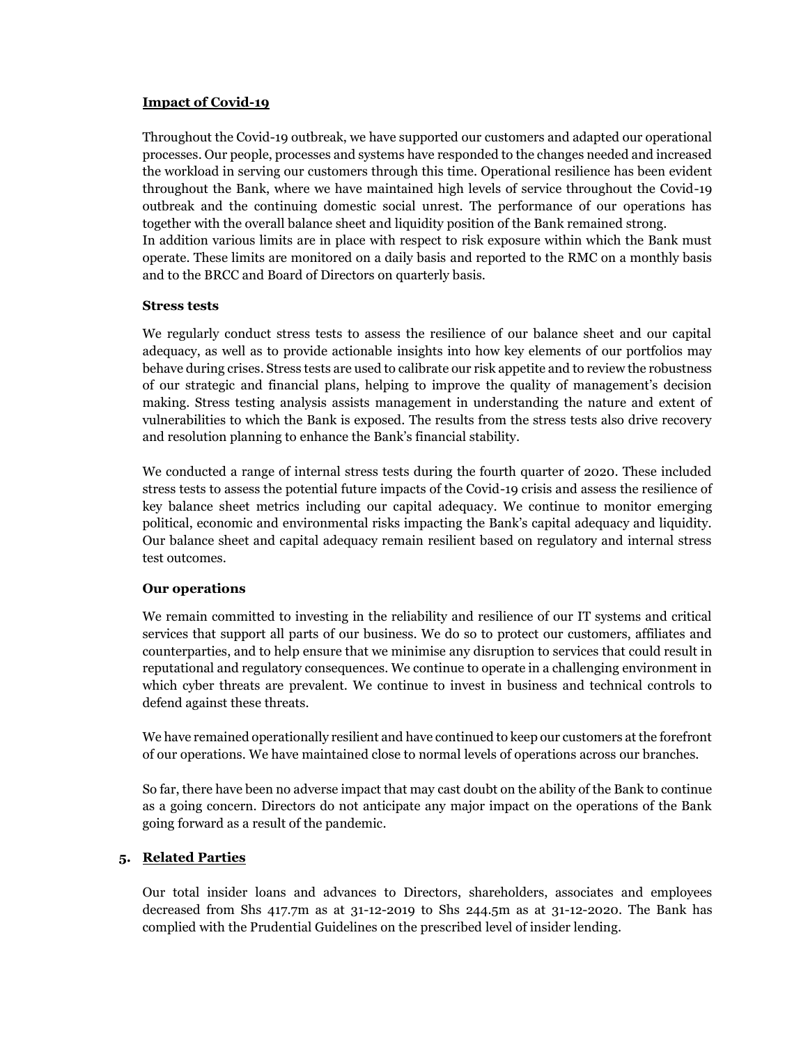**Impact of Covid-19**

Throughout the Covid-19 outbreak, we have supported our customers and adapted our operational processes. Our people, processes and systems have responded to the changes needed and increased the workload in serving our customers through this time. Operational resilience has been evident throughout the Bank, where we have maintained high levels of service throughout the Covid-19 outbreak and the continuing domestic social unrest. The performance of our operations has together with the overall balance sheet and liquidity position of the Bank remained strong.
In addition various limits are in place with respect to risk exposure within which the Bank must operate. These limits are monitored on a daily basis and reported to the RMC on a monthly basis and to the BRCC and Board of Directors on quarterly basis.

**Stress tests**

We regularly conduct stress tests to assess the resilience of our balance sheet and our capital adequacy, as well as to provide actionable insights into how key elements of our portfolios may behave during crises. Stress tests are used to calibrate our risk appetite and to review the robustness of our strategic and financial plans, helping to improve the quality of management's decision making. Stress testing analysis assists management in understanding the nature and extent of vulnerabilities to which the Bank is exposed. The results from the stress tests also drive recovery and resolution planning to enhance the Bank's financial stability.

We conducted a range of internal stress tests during the fourth quarter of 2020. These included stress tests to assess the potential future impacts of the Covid-19 crisis and assess the resilience of key balance sheet metrics including our capital adequacy. We continue to monitor emerging political, economic and environmental risks impacting the Bank's capital adequacy and liquidity. Our balance sheet and capital adequacy remain resilient based on regulatory and internal stress test outcomes.

**Our operations**

We remain committed to investing in the reliability and resilience of our IT systems and critical services that support all parts of our business. We do so to protect our customers, affiliates and counterparties, and to help ensure that we minimise any disruption to services that could result in reputational and regulatory consequences. We continue to operate in a challenging environment in which cyber threats are prevalent. We continue to invest in business and technical controls to defend against these threats.

We have remained operationally resilient and have continued to keep our customers at the forefront of our operations. We have maintained close to normal levels of operations across our branches.

So far, there have been no adverse impact that may cast doubt on the ability of the Bank to continue as a going concern. Directors do not anticipate any major impact on the operations of the Bank going forward as a result of the pandemic.

## 5. Related Parties

Our total insider loans and advances to Directors, shareholders, associates and employees decreased from Shs 417.7m as at 31-12-2019 to Shs 244.5m as at 31-12-2020. The Bank has complied with the Prudential Guidelines on the prescribed level of insider lending.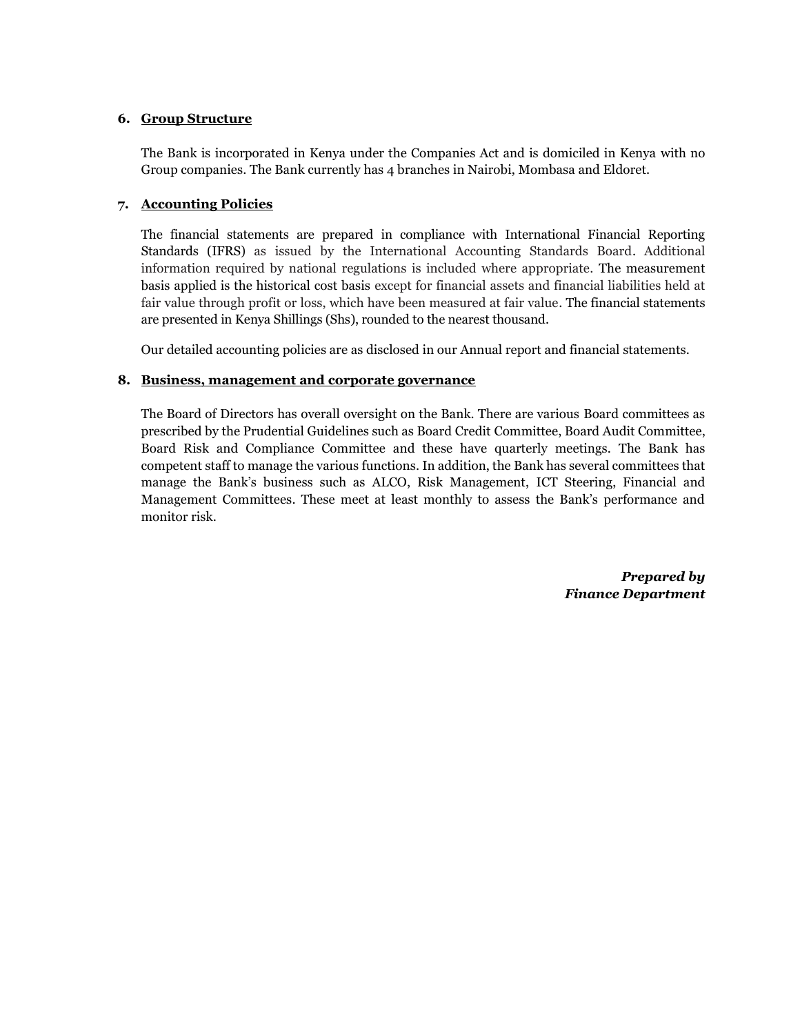## 6. Group Structure

The Bank is incorporated in Kenya under the Companies Act and is domiciled in Kenya with no Group companies. The Bank currently has 4 branches in Nairobi, Mombasa and Eldoret.

## 7. Accounting Policies

The financial statements are prepared in compliance with International Financial Reporting Standards (IFRS) as issued by the International Accounting Standards Board. Additional information required by national regulations is included where appropriate. The measurement basis applied is the historical cost basis except for financial assets and financial liabilities held at fair value through profit or loss, which have been measured at fair value. The financial statements are presented in Kenya Shillings (Shs), rounded to the nearest thousand.

Our detailed accounting policies are as disclosed in our Annual report and financial statements.

## 8. Business, management and corporate governance

The Board of Directors has overall oversight on the Bank. There are various Board committees as prescribed by the Prudential Guidelines such as Board Credit Committee, Board Audit Committee, Board Risk and Compliance Committee and these have quarterly meetings. The Bank has competent staff to manage the various functions. In addition, the Bank has several committees that manage the Bank's business such as ALCO, Risk Management, ICT Steering, Financial and Management Committees. These meet at least monthly to assess the Bank's performance and monitor risk.

***Prepared by***
***Finance Department***